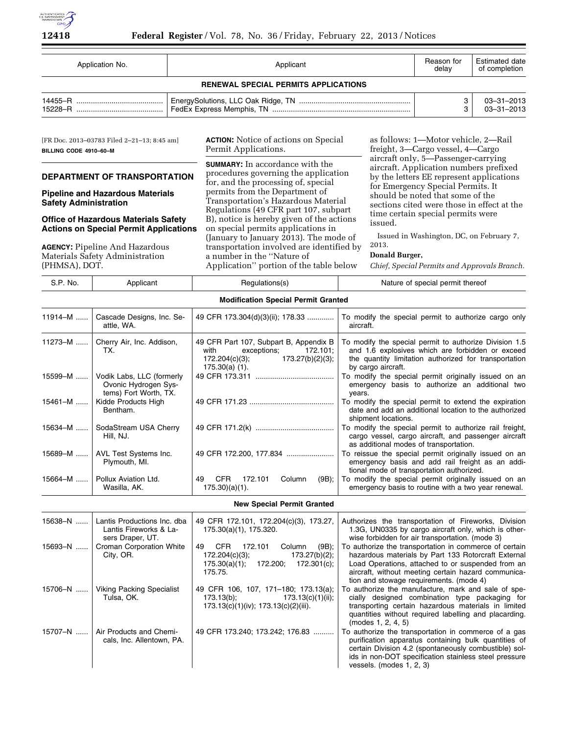| Application No. | Applicant | Reason for delay | Estimated date of completion |
|---|---|---|---|
| **RENEWAL SPECIAL PERMITS APPLICATIONS** | | | |
| 14455–R | EnergySolutions, LLC Oak Ridge, TN | 3 | 03–31–2013 |
| 15228–R | FedEx Express Memphis, TN | 3 | 03–31–2013 |

[FR Doc. 2013–03783 Filed 2–21–13; 8:45 am]

**BILLING CODE 4910–60–M**

## DEPARTMENT OF TRANSPORTATION

### Pipeline and Hazardous Materials Safety Administration

### Office of Hazardous Materials Safety Actions on Special Permit Applications

**AGENCY:** Pipeline And Hazardous Materials Safety Administration (PHMSA), DOT.

**ACTION:** Notice of actions on Special Permit Applications.

**SUMMARY:** In accordance with the procedures governing the application for, and the processing of, special permits from the Department of Transportation's Hazardous Material Regulations (49 CFR part 107, subpart B), notice is hereby given of the actions on special permits applications in (January to January 2013). The mode of transportation involved are identified by a number in the ''Nature of Application'' portion of the table below as follows: 1—Motor vehicle, 2—Rail freight, 3—Cargo vessel, 4—Cargo aircraft only, 5—Passenger-carrying aircraft. Application numbers prefixed by the letters EE represent applications for Emergency Special Permits. It should be noted that some of the sections cited were those in effect at the time certain special permits were issued.

Issued in Washington, DC, on February 7, 2013.

**Donald Burger,**

*Chief, Special Permits and Approvals Branch.*

| S.P. No. | Applicant | Regulations(s) | Nature of special permit thereof |
|---|---|---|---|
| **Modification Special Permit Granted** | | | |
| 11914–M | Cascade Designs, Inc. Seattle, WA. | 49 CFR 173.304(d)(3)(ii); 178.33 | To modify the special permit to authorize cargo only aircraft. |
| 11273–M | Cherry Air, Inc. Addison, TX. | 49 CFR Part 107, Subpart B, Appendix B with exceptions; 172.101; 172.204(c)(3); 173.27(b)(2)(3); 175.30(a) (1). | To modify the special permit to authorize Division 1.5 and 1.6 explosives which are forbidden or exceed the quantity limitation authorized for transportation by cargo aircraft. |
| 15599–M | Vodik Labs, LLC (formerly Ovonic Hydrogen Systems) Fort Worth, TX. | 49 CFR 173.311 | To modify the special permit originally issued on an emergency basis to authorize an additional two years. |
| 15461–M | Kidde Products High Bentham. | 49 CFR 171.23 | To modify the special permit to extend the expiration date and add an additional location to the authorized shipment locations. |
| 15634–M | SodaStream USA Cherry Hill, NJ. | 49 CFR 171.2(k) | To modify the special permit to authorize rail freight, cargo vessel, cargo aircraft, and passenger aircraft as additional modes of transportation. |
| 15689–M | AVL Test Systems Inc. Plymouth, MI. | 49 CFR 172.200, 177.834 | To reissue the special permit originally issued on an emergency basis and add rail freight as an additional mode of transportation authorized. |
| 15664–M | Pollux Aviation Ltd. Wasilla, AK. | 49 CFR 172.101 Column (9B); 175.30)(a)(1). | To modify the special permit originally issued on an emergency basis to routine with a two year renewal. |
| **New Special Permit Granted** | | | |
| 15638–N | Lantis Productions Inc. dba Lantis Fireworks & Lasers Draper, UT. | 49 CFR 172.101, 172.204(c)(3), 173.27, 175.30(a)(1), 175.320. | Authorizes the transportation of Fireworks, Division 1.3G, UN0335 by cargo aircraft only, which is otherwise forbidden for air transportation. (mode 3) |
| 15693–N | Croman Corporation White City, OR. | 49 CFR 172.101 Column (9B); 172.204(c)(3); 173.27(b)(2); 175.30(a)(1); 172.200; 172.301(c); 175.75. | To authorize the transportation in commerce of certain hazardous materials by Part 133 Rotorcraft External Load Operations, attached to or suspended from an aircraft, without meeting certain hazard communication and stowage requirements. (mode 4) |
| 15706–N | Viking Packing Specialist Tulsa, OK. | 49 CFR 106, 107, 171–180; 173.13(a); 173.13(b); 173.13(c)(1)(ii); 173.13(c)(1)(iv); 173.13(c)(2)(iii). | To authorize the manufacture, mark and sale of specially designed combination type packaging for transporting certain hazardous materials in limited quantities without required labelling and placarding. (modes 1, 2, 4, 5) |
| 15707–N | Air Products and Chemicals, Inc. Allentown, PA. | 49 CFR 173.240; 173.242; 176.83 | To authorize the transportation in commerce of a gas purification apparatus containing bulk quantities of certain Division 4.2 (spontaneously combustible) solids in non-DOT specification stainless steel pressure vessels. (modes 1, 2, 3) |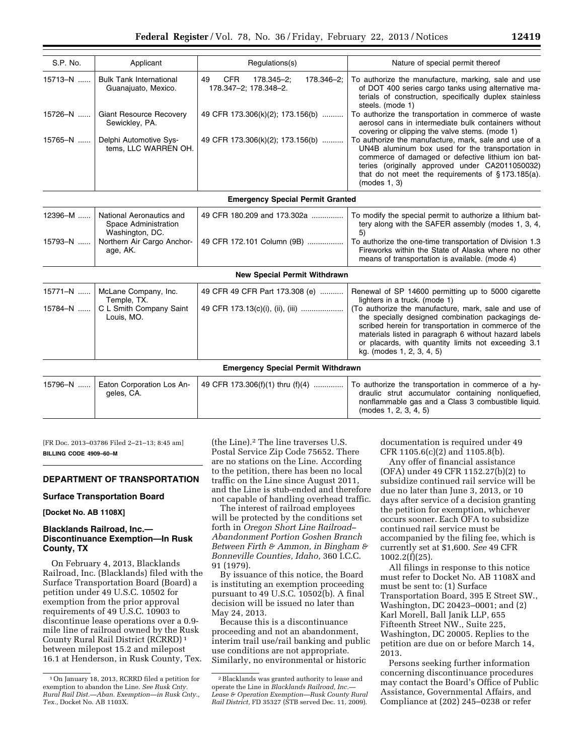| S.P. No. | Applicant | Regulation(s) | Nature of special permit thereof |
|---|---|---|---|
| 15713–N ...... | Bulk Tank International Guanajuato, Mexico. | 49 CFR 178.345–2; 178.346–2; 178.347–2; 178.348–2. | To authorize the manufacture, marking, sale and use of DOT 400 series cargo tanks using alternative materials of construction, specifically duplex stainless steels. (mode 1) |
| 15726–N ...... | Giant Resource Recovery Sewickley, PA. | 49 CFR 173.306(k)(2); 173.156(b) .......... | To authorize the transportation in commerce of waste aerosol cans in intermediate bulk containers without covering or clipping the valve stems. (mode 1) |
| 15765–N ...... | Delphi Automotive Systems, LLC WARREN OH. | 49 CFR 173.306(k)(2); 173.156(b) .......... | To authorize the manufacture, mark, sale and use of a UN4B aluminum box used for the transportation in commerce of damaged or defective lithium ion batteries (originally approved under CA2011050032) that do not meet the requirements of § 173.185(a). (modes 1, 3) |
| **Emergency Special Permit Granted** | | | |
| 12396–M ...... | National Aeronautics and Space Administration Washington, DC. | 49 CFR 180.209 and 173.302a ............... | To modify the special permit to authorize a lithium battery along with the SAFER assembly (modes 1, 3, 4, 5) |
| 15793–N ...... | Northern Air Cargo Anchorage, AK. | 49 CFR 172.101 Column (9B) ................. | To authorize the one-time transportation of Division 1.3 Fireworks within the State of Alaska where no other means of transportation is available. (mode 4) |
| **New Special Permit Withdrawn** | | | |
| 15771–N ...... | McLane Company, Inc. Temple, TX. | 49 CFR 49 CFR Part 173.308 (e) ........... | Renewal of SP 14600 permitting up to 5000 cigarette lighters in a truck. (mode 1) |
| 15784–N ...... | C L Smith Company Saint Louis, MO. | 49 CFR 173.13(c)(i), (ii), (iii) .................... | (To authorize the manufacture, mark, sale and use of the specially designed combination packagings described herein for transportation in commerce of the materials listed in paragraph 6 without hazard labels or placards, with quantity limits not exceeding 3.1 kg. (modes 1, 2, 3, 4, 5) |
| **Emergency Special Permit Withdrawn** | | | |
| 15796–N ...... | Eaton Corporation Los Angeles, CA. | 49 CFR 173.306(f)(1) thru (f)(4) ............. | To authorize the transportation in commerce of a hydraulic strut accumulator containing nonliquefied, nonflammable gas and a Class 3 combustible liquid. (modes 1, 2, 3, 4, 5) |

[FR Doc. 2013–03786 Filed 2–21–13; 8:45 am]

**BILLING CODE 4909–60–M**

## DEPARTMENT OF TRANSPORTATION

### Surface Transportation Board

**[Docket No. AB 1108X]**

### Blacklands Railroad, Inc.—Discontinuance Exemption—In Rusk County, TX

On February 4, 2013, Blacklands Railroad, Inc. (Blacklands) filed with the Surface Transportation Board (Board) a petition under 49 U.S.C. 10502 for exemption from the prior approval requirements of 49 U.S.C. 10903 to discontinue lease operations over a 0.9-mile line of railroad owned by the Rusk County Rural Rail District (RCRRD)[1] between milepost 15.2 and milepost 16.1 at Henderson, in Rusk County, Tex. (the Line).[2] The line traverses U.S. Postal Service Zip Code 75652. There are no stations on the Line. According to the petition, there has been no local traffic on the Line since August 2011, and the Line is stub-ended and therefore not capable of handling overhead traffic.

The interest of railroad employees will be protected by the conditions set forth in *Oregon Short Line Railroad–Abandonment Portion Goshen Branch Between Firth & Ammon, in Bingham & Bonneville Counties, Idaho,* 360 I.C.C. 91 (1979).

By issuance of this notice, the Board is instituting an exemption proceeding pursuant to 49 U.S.C. 10502(b). A final decision will be issued no later than May 24, 2013.

Because this is a discontinuance proceeding and not an abandonment, interim trail use/rail banking and public use conditions are not appropriate. Similarly, no environmental or historic documentation is required under 49 CFR 1105.6(c)(2) and 1105.8(b).

Any offer of financial assistance (OFA) under 49 CFR 1152.27(b)(2) to subsidize continued rail service will be due no later than June 3, 2013, or 10 days after service of a decision granting the petition for exemption, whichever occurs sooner. Each OFA to subsidize continued rail service must be accompanied by the filing fee, which is currently set at $1,600. *See* 49 CFR 1002.2(f)(25).

All filings in response to this notice must refer to Docket No. AB 1108X and must be sent to: (1) Surface Transportation Board, 395 E Street SW., Washington, DC 20423–0001; and (2) Karl Morell, Ball Janik LLP, 655 Fifteenth Street NW., Suite 225, Washington, DC 20005. Replies to the petition are due on or before March 14, 2013.

Persons seeking further information concerning discontinuance procedures may contact the Board's Office of Public Assistance, Governmental Affairs, and Compliance at (202) 245–0238 or refer

[1] On January 18, 2013, RCRRD filed a petition for exemption to abandon the Line. *See Rusk Cnty. Rural Rail Dist.—Aban. Exemption—in Rusk Cnty., Tex.,* Docket No. AB 1103X.

[2] Blacklands was granted authority to lease and operate the Line in *Blacklands Railroad, Inc.—Lease & Operation Exemption—Rusk County Rural Rail District,* FD 35327 (STB served Dec. 11, 2009).